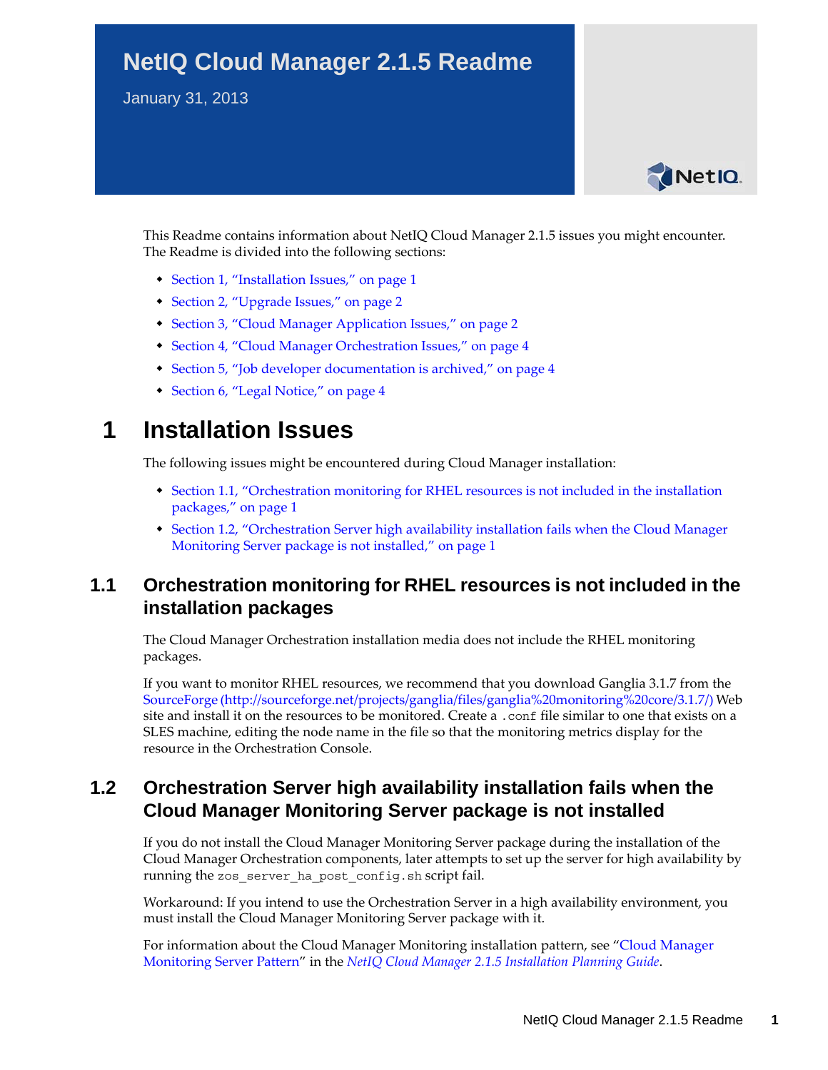# NetIQ Cloud Manager 2.1.5 Readme

January 31, 2013

This Readme contains information about NetIQ Cloud Manager 2.1.5 issues you might encounter. The Readme is divided into the following sections:

- Section 1, "Installation Issues," on page 1
- Section 2, "Upgrade Issues," on page 2
- Section 3, "Cloud Manager Application Issues," on page 2
- Section 4, "Cloud Manager Orchestration Issues," on page 4
- Section 5, "Job developer documentation is archived," on page 4
- Section 6, "Legal Notice," on page 4

## 1 Installation Issues

The following issues might be encountered during Cloud Manager installation:

- Section 1.1, "Orchestration monitoring for RHEL resources is not included in the installation packages," on page 1
- Section 1.2, "Orchestration Server high availability installation fails when the Cloud Manager Monitoring Server package is not installed," on page 1

### 1.1 Orchestration monitoring for RHEL resources is not included in the installation packages

The Cloud Manager Orchestration installation media does not include the RHEL monitoring packages.

If you want to monitor RHEL resources, we recommend that you download Ganglia 3.1.7 from the SourceForge (http://sourceforge.net/projects/ganglia/files/ganglia%20monitoring%20core/3.1.7/) Web site and install it on the resources to be monitored. Create a `.conf` file similar to one that exists on a SLES machine, editing the node name in the file so that the monitoring metrics display for the resource in the Orchestration Console.

### 1.2 Orchestration Server high availability installation fails when the Cloud Manager Monitoring Server package is not installed

If you do not install the Cloud Manager Monitoring Server package during the installation of the Cloud Manager Orchestration components, later attempts to set up the server for high availability by running the `zos_server_ha_post_config.sh` script fail.

Workaround: If you intend to use the Orchestration Server in a high availability environment, you must install the Cloud Manager Monitoring Server package with it.

For information about the Cloud Manager Monitoring installation pattern, see "Cloud Manager Monitoring Server Pattern" in the *NetIQ Cloud Manager 2.1.5 Installation Planning Guide*.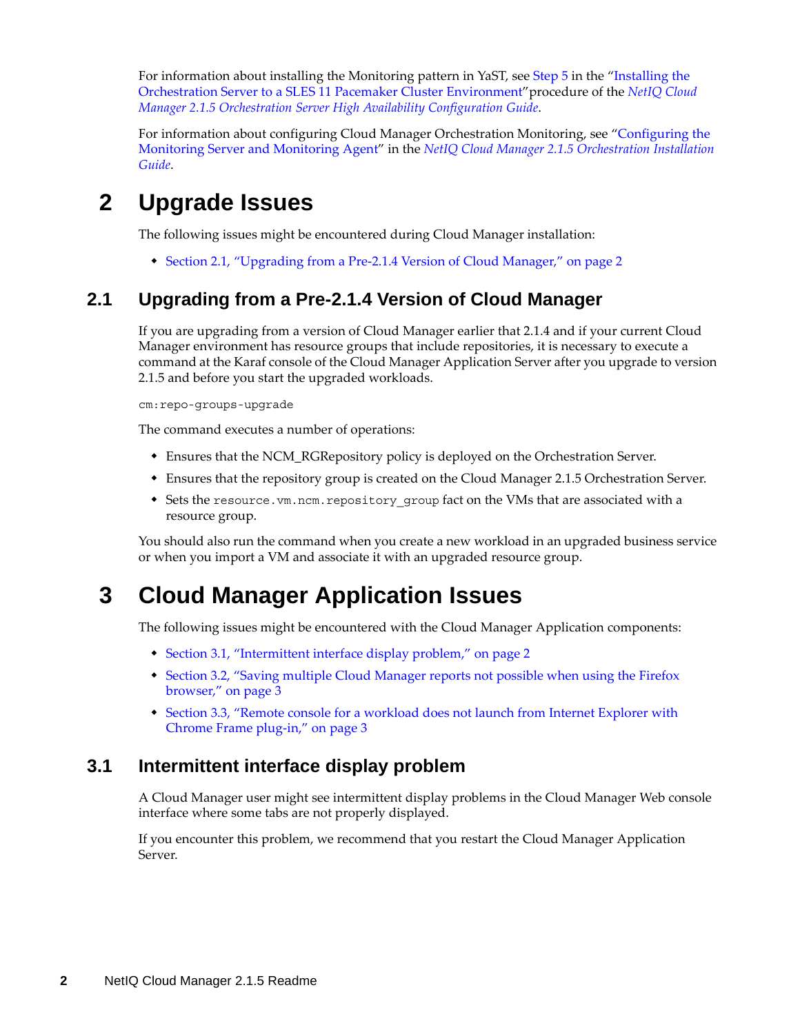For information about installing the Monitoring pattern in YaST, see Step 5 in the "Installing the Orchestration Server to a SLES 11 Pacemaker Cluster Environment"procedure of the *NetIQ Cloud Manager 2.1.5 Orchestration Server High Availability Configuration Guide*.

For information about configuring Cloud Manager Orchestration Monitoring, see "Configuring the Monitoring Server and Monitoring Agent" in the *NetIQ Cloud Manager 2.1.5 Orchestration Installation Guide*.

# 2 Upgrade Issues

The following issues might be encountered during Cloud Manager installation:

- Section 2.1, "Upgrading from a Pre-2.1.4 Version of Cloud Manager," on page 2

## 2.1 Upgrading from a Pre-2.1.4 Version of Cloud Manager

If you are upgrading from a version of Cloud Manager earlier that 2.1.4 and if your current Cloud Manager environment has resource groups that include repositories, it is necessary to execute a command at the Karaf console of the Cloud Manager Application Server after you upgrade to version 2.1.5 and before you start the upgraded workloads.

```
cm:repo-groups-upgrade
```

The command executes a number of operations:

- Ensures that the NCM_RGRepository policy is deployed on the Orchestration Server.
- Ensures that the repository group is created on the Cloud Manager 2.1.5 Orchestration Server.
- Sets the `resource.vm.ncm.repository_group` fact on the VMs that are associated with a resource group.

You should also run the command when you create a new workload in an upgraded business service or when you import a VM and associate it with an upgraded resource group.

# 3 Cloud Manager Application Issues

The following issues might be encountered with the Cloud Manager Application components:

- Section 3.1, "Intermittent interface display problem," on page 2
- Section 3.2, "Saving multiple Cloud Manager reports not possible when using the Firefox browser," on page 3
- Section 3.3, "Remote console for a workload does not launch from Internet Explorer with Chrome Frame plug-in," on page 3

## 3.1 Intermittent interface display problem

A Cloud Manager user might see intermittent display problems in the Cloud Manager Web console interface where some tabs are not properly displayed.

If you encounter this problem, we recommend that you restart the Cloud Manager Application Server.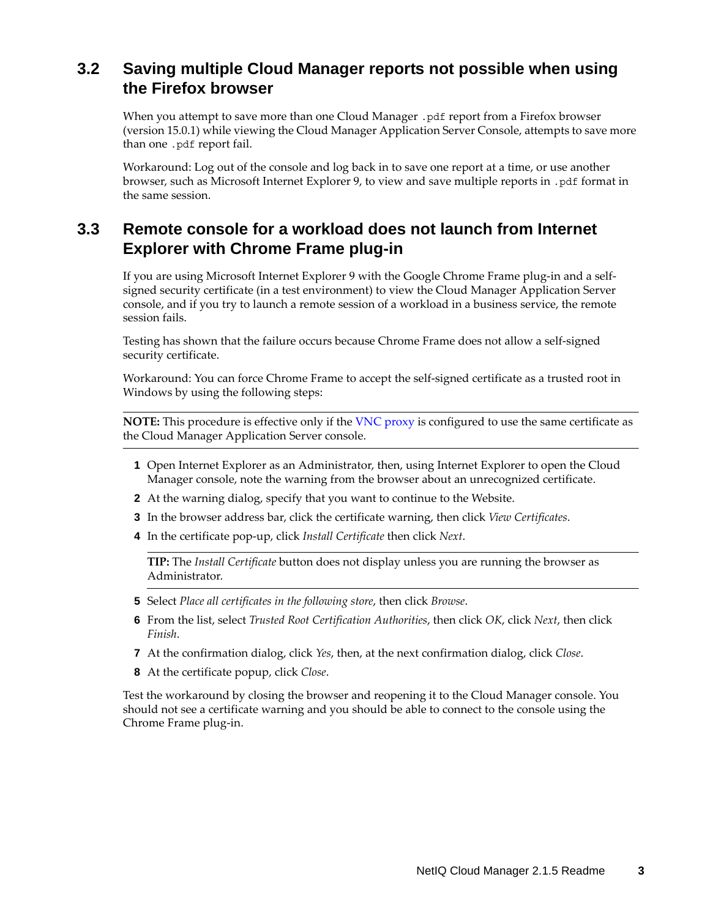## 3.2 Saving multiple Cloud Manager reports not possible when using the Firefox browser

When you attempt to save more than one Cloud Manager `.pdf` report from a Firefox browser (version 15.0.1) while viewing the Cloud Manager Application Server Console, attempts to save more than one `.pdf` report fail.

Workaround: Log out of the console and log back in to save one report at a time, or use another browser, such as Microsoft Internet Explorer 9, to view and save multiple reports in `.pdf` format in the same session.

## 3.3 Remote console for a workload does not launch from Internet Explorer with Chrome Frame plug-in

If you are using Microsoft Internet Explorer 9 with the Google Chrome Frame plug-in and a self-signed security certificate (in a test environment) to view the Cloud Manager Application Server console, and if you try to launch a remote session of a workload in a business service, the remote session fails.

Testing has shown that the failure occurs because Chrome Frame does not allow a self-signed security certificate.

Workaround: You can force Chrome Frame to accept the self-signed certificate as a trusted root in Windows by using the following steps:

---

**NOTE:** This procedure is effective only if the VNC proxy is configured to use the same certificate as the Cloud Manager Application Server console.

---

1. Open Internet Explorer as an Administrator, then, using Internet Explorer to open the Cloud Manager console, note the warning from the browser about an unrecognized certificate.
2. At the warning dialog, specify that you want to continue to the Website.
3. In the browser address bar, click the certificate warning, then click *View Certificates*.
4. In the certificate pop-up, click *Install Certificate* then click *Next*.

   ---

   **TIP:** The *Install Certificate* button does not display unless you are running the browser as Administrator.

   ---

5. Select *Place all certificates in the following store*, then click *Browse*.
6. From the list, select *Trusted Root Certification Authorities*, then click *OK*, click *Next*, then click *Finish*.
7. At the confirmation dialog, click *Yes*, then, at the next confirmation dialog, click *Close*.
8. At the certificate popup, click *Close*.

Test the workaround by closing the browser and reopening it to the Cloud Manager console. You should not see a certificate warning and you should be able to connect to the console using the Chrome Frame plug-in.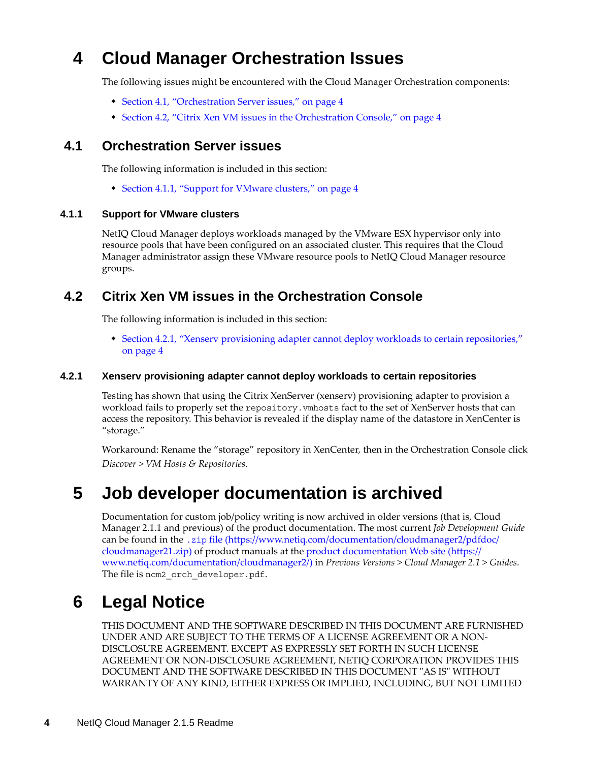# 4 Cloud Manager Orchestration Issues

The following issues might be encountered with the Cloud Manager Orchestration components:

- Section 4.1, "Orchestration Server issues," on page 4
- Section 4.2, "Citrix Xen VM issues in the Orchestration Console," on page 4

## 4.1 Orchestration Server issues

The following information is included in this section:

- Section 4.1.1, "Support for VMware clusters," on page 4

### 4.1.1 Support for VMware clusters

NetIQ Cloud Manager deploys workloads managed by the VMware ESX hypervisor only into resource pools that have been configured on an associated cluster. This requires that the Cloud Manager administrator assign these VMware resource pools to NetIQ Cloud Manager resource groups.

## 4.2 Citrix Xen VM issues in the Orchestration Console

The following information is included in this section:

- Section 4.2.1, "Xenserv provisioning adapter cannot deploy workloads to certain repositories," on page 4

### 4.2.1 Xenserv provisioning adapter cannot deploy workloads to certain repositories

Testing has shown that using the Citrix XenServer (xenserv) provisioning adapter to provision a workload fails to properly set the `repository.vmhosts` fact to the set of XenServer hosts that can access the repository. This behavior is revealed if the display name of the datastore in XenCenter is "storage."

Workaround: Rename the "storage" repository in XenCenter, then in the Orchestration Console click *Discover > VM Hosts & Repositories*.

# 5 Job developer documentation is archived

Documentation for custom job/policy writing is now archived in older versions (that is, Cloud Manager 2.1.1 and previous) of the product documentation. The most current *Job Development Guide* can be found in the `.zip` file (https://www.netiq.com/documentation/cloudmanager2/pdfdoc/cloudmanager21.zip) of product manuals at the product documentation Web site (https://www.netiq.com/documentation/cloudmanager2/) in *Previous Versions > Cloud Manager 2.1 > Guides*. The file is `ncm2_orch_developer.pdf`.

# 6 Legal Notice

THIS DOCUMENT AND THE SOFTWARE DESCRIBED IN THIS DOCUMENT ARE FURNISHED UNDER AND ARE SUBJECT TO THE TERMS OF A LICENSE AGREEMENT OR A NON-DISCLOSURE AGREEMENT. EXCEPT AS EXPRESSLY SET FORTH IN SUCH LICENSE AGREEMENT OR NON-DISCLOSURE AGREEMENT, NETIQ CORPORATION PROVIDES THIS DOCUMENT AND THE SOFTWARE DESCRIBED IN THIS DOCUMENT "AS IS" WITHOUT WARRANTY OF ANY KIND, EITHER EXPRESS OR IMPLIED, INCLUDING, BUT NOT LIMITED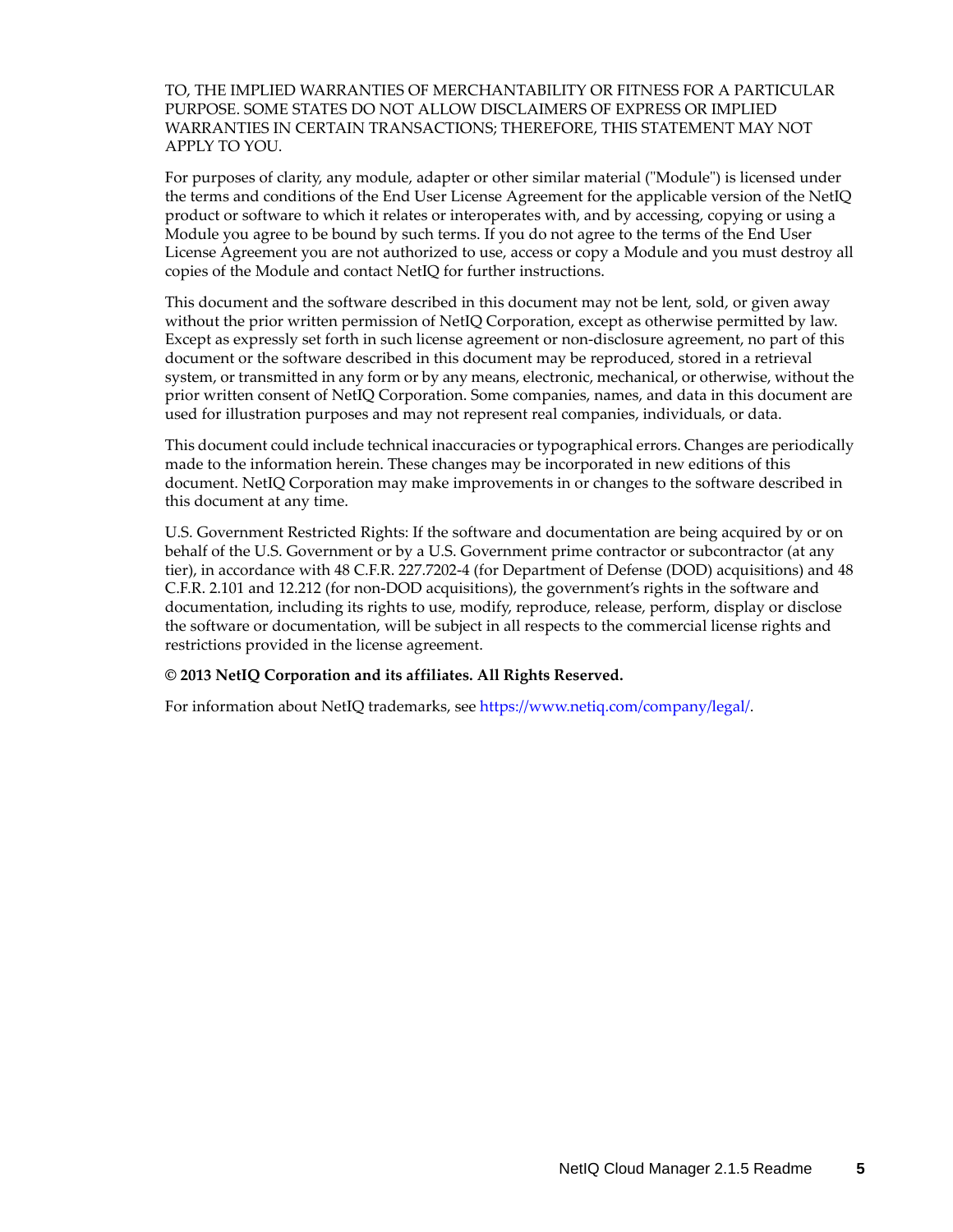TO, THE IMPLIED WARRANTIES OF MERCHANTABILITY OR FITNESS FOR A PARTICULAR PURPOSE. SOME STATES DO NOT ALLOW DISCLAIMERS OF EXPRESS OR IMPLIED WARRANTIES IN CERTAIN TRANSACTIONS; THEREFORE, THIS STATEMENT MAY NOT APPLY TO YOU.

For purposes of clarity, any module, adapter or other similar material ("Module") is licensed under the terms and conditions of the End User License Agreement for the applicable version of the NetIQ product or software to which it relates or interoperates with, and by accessing, copying or using a Module you agree to be bound by such terms. If you do not agree to the terms of the End User License Agreement you are not authorized to use, access or copy a Module and you must destroy all copies of the Module and contact NetIQ for further instructions.

This document and the software described in this document may not be lent, sold, or given away without the prior written permission of NetIQ Corporation, except as otherwise permitted by law. Except as expressly set forth in such license agreement or non-disclosure agreement, no part of this document or the software described in this document may be reproduced, stored in a retrieval system, or transmitted in any form or by any means, electronic, mechanical, or otherwise, without the prior written consent of NetIQ Corporation. Some companies, names, and data in this document are used for illustration purposes and may not represent real companies, individuals, or data.

This document could include technical inaccuracies or typographical errors. Changes are periodically made to the information herein. These changes may be incorporated in new editions of this document. NetIQ Corporation may make improvements in or changes to the software described in this document at any time.

U.S. Government Restricted Rights: If the software and documentation are being acquired by or on behalf of the U.S. Government or by a U.S. Government prime contractor or subcontractor (at any tier), in accordance with 48 C.F.R. 227.7202-4 (for Department of Defense (DOD) acquisitions) and 48 C.F.R. 2.101 and 12.212 (for non-DOD acquisitions), the government's rights in the software and documentation, including its rights to use, modify, reproduce, release, perform, display or disclose the software or documentation, will be subject in all respects to the commercial license rights and restrictions provided in the license agreement.

**© 2013 NetIQ Corporation and its affiliates. All Rights Reserved.**

For information about NetIQ trademarks, see https://www.netiq.com/company/legal/.